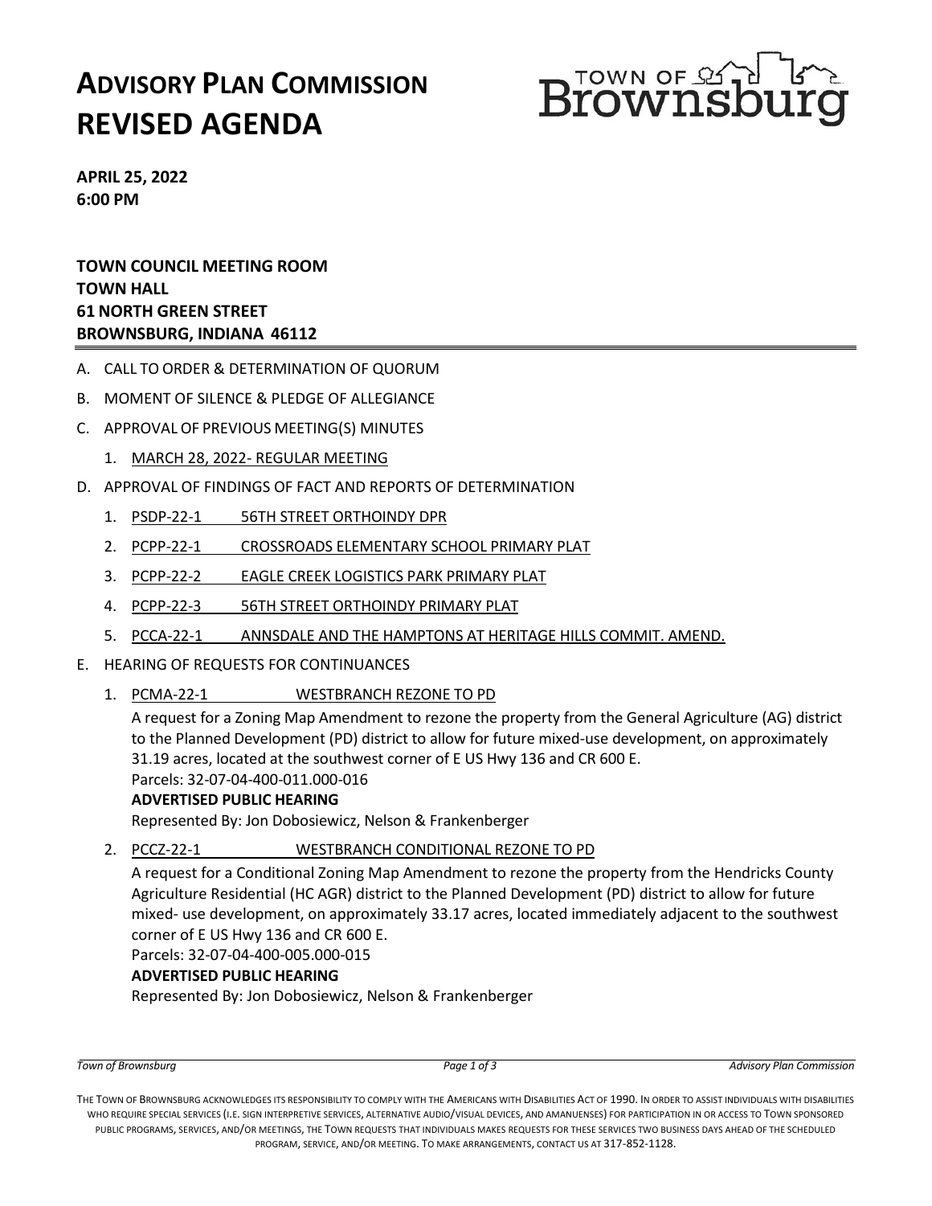# ADVISORY PLAN COMMISSION
# REVISED AGENDA

TOWN OF Brownsburg

**APRIL 25, 2022**
**6:00 PM**

**TOWN COUNCIL MEETING ROOM**
**TOWN HALL**
**61 NORTH GREEN STREET**
**BROWNSBURG, INDIANA 46112**

---

A. CALL TO ORDER & DETERMINATION OF QUORUM

B. MOMENT OF SILENCE & PLEDGE OF ALLEGIANCE

C. APPROVAL OF PREVIOUS MEETING(S) MINUTES

   1. MARCH 28, 2022- REGULAR MEETING

D. APPROVAL OF FINDINGS OF FACT AND REPORTS OF DETERMINATION

   1. PSDP-22-1 56TH STREET ORTHOINDY DPR
   2. PCPP-22-1 CROSSROADS ELEMENTARY SCHOOL PRIMARY PLAT
   3. PCPP-22-2 EAGLE CREEK LOGISTICS PARK PRIMARY PLAT
   4. PCPP-22-3 56TH STREET ORTHOINDY PRIMARY PLAT
   5. PCCA-22-1 ANNSDALE AND THE HAMPTONS AT HERITAGE HILLS COMMIT. AMEND.

E. HEARING OF REQUESTS FOR CONTINUANCES

   1. PCMA-22-1 WESTBRANCH REZONE TO PD

      A request for a Zoning Map Amendment to rezone the property from the General Agriculture (AG) district to the Planned Development (PD) district to allow for future mixed-use development, on approximately 31.19 acres, located at the southwest corner of E US Hwy 136 and CR 600 E.
      Parcels: 32-07-04-400-011.000-016
      **ADVERTISED PUBLIC HEARING**
      Represented By: Jon Dobosiewicz, Nelson & Frankenberger

   2. PCCZ-22-1 WESTBRANCH CONDITIONAL REZONE TO PD

      A request for a Conditional Zoning Map Amendment to rezone the property from the Hendricks County Agriculture Residential (HC AGR) district to the Planned Development (PD) district to allow for future mixed- use development, on approximately 33.17 acres, located immediately adjacent to the southwest corner of E US Hwy 136 and CR 600 E.
      Parcels: 32-07-04-400-005.000-015
      **ADVERTISED PUBLIC HEARING**
      Represented By: Jon Dobosiewicz, Nelson & Frankenberger

THE TOWN OF BROWNSBURG ACKNOWLEDGES ITS RESPONSIBILITY TO COMPLY WITH THE AMERICANS WITH DISABILITIES ACT OF 1990. IN ORDER TO ASSIST INDIVIDUALS WITH DISABILITIES WHO REQUIRE SPECIAL SERVICES (I.E. SIGN INTERPRETIVE SERVICES, ALTERNATIVE AUDIO/VISUAL DEVICES, AND AMANUENSES) FOR PARTICIPATION IN OR ACCESS TO TOWN SPONSORED PUBLIC PROGRAMS, SERVICES, AND/OR MEETINGS, THE TOWN REQUESTS THAT INDIVIDUALS MAKES REQUESTS FOR THESE SERVICES TWO BUSINESS DAYS AHEAD OF THE SCHEDULED PROGRAM, SERVICE, AND/OR MEETING. TO MAKE ARRANGEMENTS, CONTACT US AT 317-852-1128.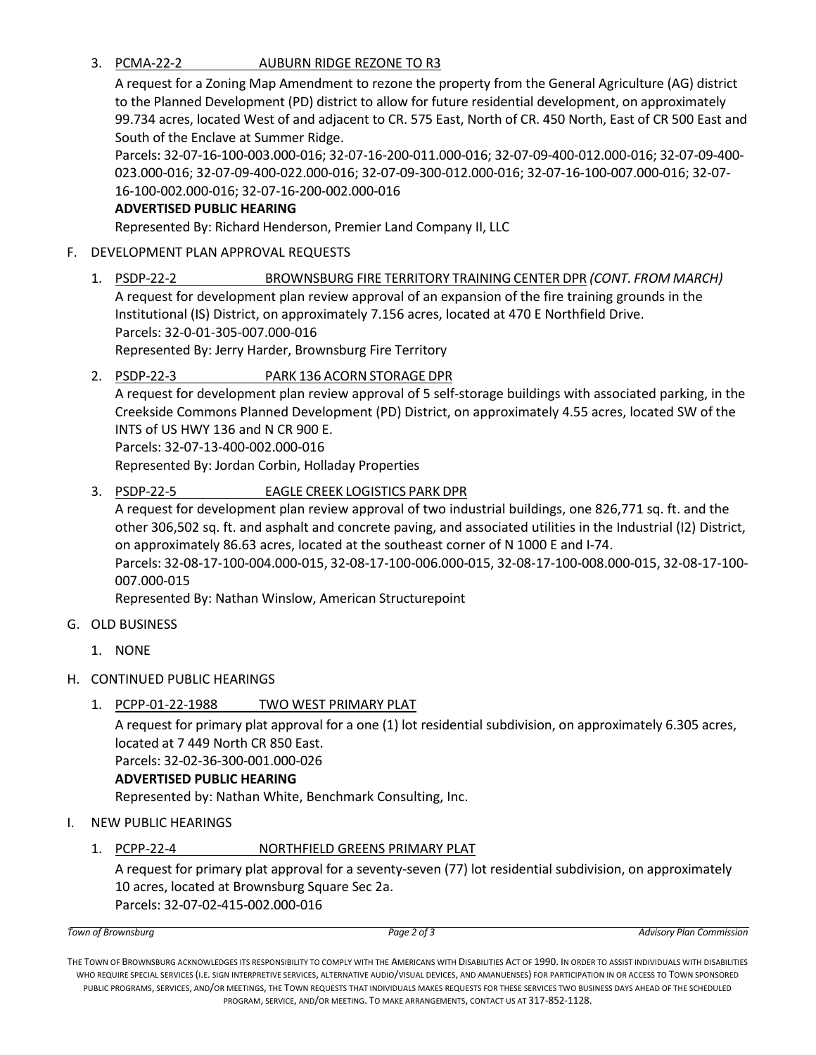3. PCMA-22-2 AUBURN RIDGE REZONE TO R3

   A request for a Zoning Map Amendment to rezone the property from the General Agriculture (AG) district to the Planned Development (PD) district to allow for future residential development, on approximately 99.734 acres, located West of and adjacent to CR. 575 East, North of CR. 450 North, East of CR 500 East and South of the Enclave at Summer Ridge.

   Parcels: 32-07-16-100-003.000-016; 32-07-16-200-011.000-016; 32-07-09-400-012.000-016; 32-07-09-400-023.000-016; 32-07-09-400-022.000-016; 32-07-09-300-012.000-016; 32-07-16-100-007.000-016; 32-07-16-100-002.000-016; 32-07-16-200-002.000-016

   **ADVERTISED PUBLIC HEARING**

   Represented By: Richard Henderson, Premier Land Company II, LLC

F. DEVELOPMENT PLAN APPROVAL REQUESTS

   1. PSDP-22-2 BROWNSBURG FIRE TERRITORY TRAINING CENTER DPR *(CONT. FROM MARCH)*

      A request for development plan review approval of an expansion of the fire training grounds in the Institutional (IS) District, on approximately 7.156 acres, located at 470 E Northfield Drive.

      Parcels: 32-0-01-305-007.000-016

      Represented By: Jerry Harder, Brownsburg Fire Territory

   2. PSDP-22-3 PARK 136 ACORN STORAGE DPR

      A request for development plan review approval of 5 self-storage buildings with associated parking, in the Creekside Commons Planned Development (PD) District, on approximately 4.55 acres, located SW of the INTS of US HWY 136 and N CR 900 E.

      Parcels: 32-07-13-400-002.000-016

      Represented By: Jordan Corbin, Holladay Properties

   3. PSDP-22-5 EAGLE CREEK LOGISTICS PARK DPR

      A request for development plan review approval of two industrial buildings, one 826,771 sq. ft. and the other 306,502 sq. ft. and asphalt and concrete paving, and associated utilities in the Industrial (I2) District, on approximately 86.63 acres, located at the southeast corner of N 1000 E and I-74.

      Parcels: 32-08-17-100-004.000-015, 32-08-17-100-006.000-015, 32-08-17-100-008.000-015, 32-08-17-100-007.000-015

      Represented By: Nathan Winslow, American Structurepoint

G. OLD BUSINESS

   1. NONE

H. CONTINUED PUBLIC HEARINGS

   1. PCPP-01-22-1988 TWO WEST PRIMARY PLAT

      A request for primary plat approval for a one (1) lot residential subdivision, on approximately 6.305 acres, located at 7 449 North CR 850 East.

      Parcels: 32-02-36-300-001.000-026

      **ADVERTISED PUBLIC HEARING**

      Represented by: Nathan White, Benchmark Consulting, Inc.

I. NEW PUBLIC HEARINGS

   1. PCPP-22-4 NORTHFIELD GREENS PRIMARY PLAT

      A request for primary plat approval for a seventy-seven (77) lot residential subdivision, on approximately 10 acres, located at Brownsburg Square Sec 2a.

      Parcels: 32-07-02-415-002.000-016

THE TOWN OF BROWNSBURG ACKNOWLEDGES ITS RESPONSIBILITY TO COMPLY WITH THE AMERICANS WITH DISABILITIES ACT OF 1990. IN ORDER TO ASSIST INDIVIDUALS WITH DISABILITIES WHO REQUIRE SPECIAL SERVICES (I.E. SIGN INTERPRETIVE SERVICES, ALTERNATIVE AUDIO/VISUAL DEVICES, AND AMANUENSES) FOR PARTICIPATION IN OR ACCESS TO TOWN SPONSORED PUBLIC PROGRAMS, SERVICES, AND/OR MEETINGS, THE TOWN REQUESTS THAT INDIVIDUALS MAKES REQUESTS FOR THESE SERVICES TWO BUSINESS DAYS AHEAD OF THE SCHEDULED PROGRAM, SERVICE, AND/OR MEETING. TO MAKE ARRANGEMENTS, CONTACT US AT 317-852-1128.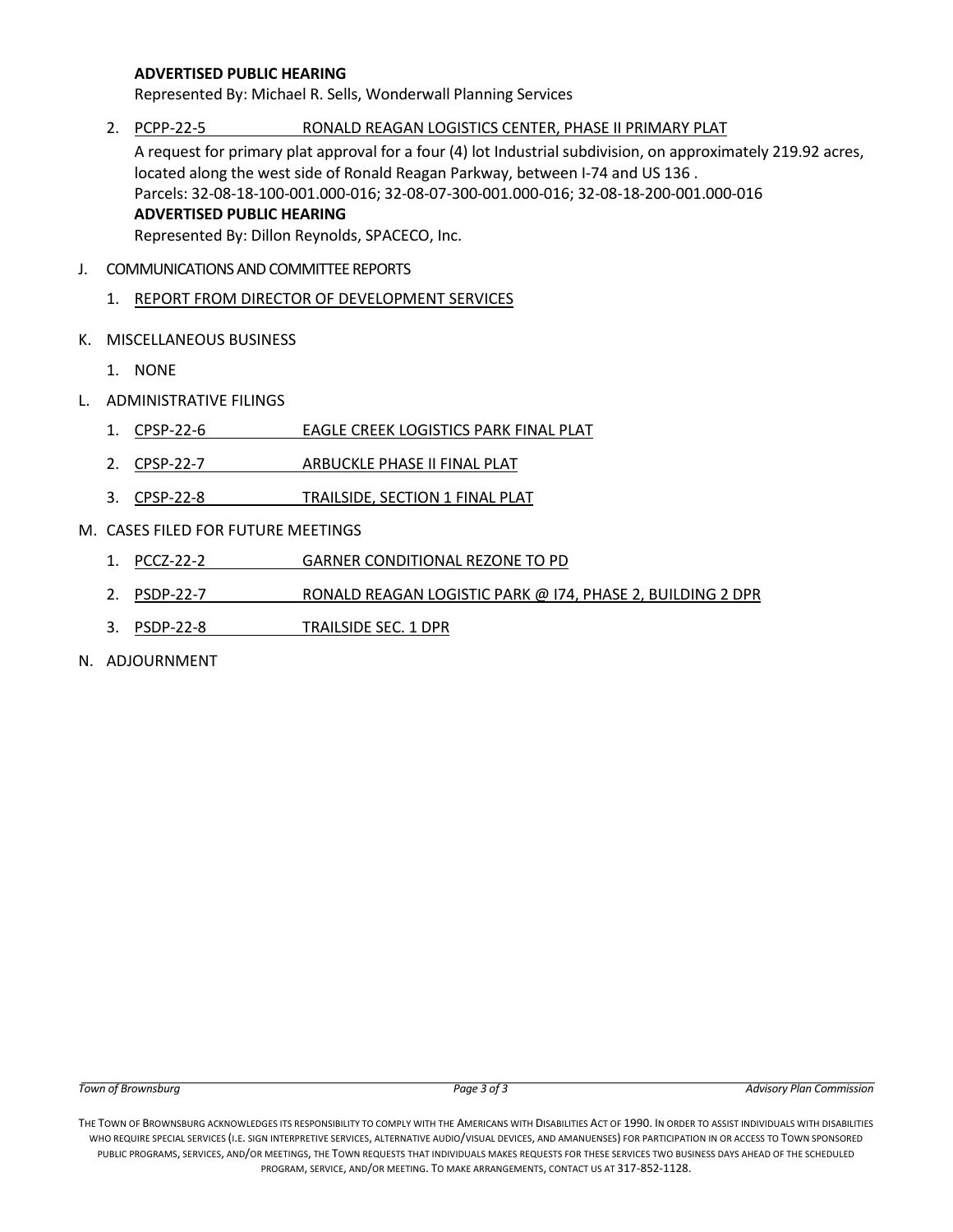**ADVERTISED PUBLIC HEARING**
Represented By: Michael R. Sells, Wonderwall Planning Services

2. PCPP-22-5 RONALD REAGAN LOGISTICS CENTER, PHASE II PRIMARY PLAT

   A request for primary plat approval for a four (4) lot Industrial subdivision, on approximately 219.92 acres, located along the west side of Ronald Reagan Parkway, between I-74 and US 136 .
   Parcels: 32-08-18-100-001.000-016; 32-08-07-300-001.000-016; 32-08-18-200-001.000-016
   **ADVERTISED PUBLIC HEARING**
   Represented By: Dillon Reynolds, SPACECO, Inc.

J. COMMUNICATIONS AND COMMITTEE REPORTS

   1. REPORT FROM DIRECTOR OF DEVELOPMENT SERVICES

K. MISCELLANEOUS BUSINESS

   1. NONE

L. ADMINISTRATIVE FILINGS

   1. CPSP-22-6 EAGLE CREEK LOGISTICS PARK FINAL PLAT
   2. CPSP-22-7 ARBUCKLE PHASE II FINAL PLAT
   3. CPSP-22-8 TRAILSIDE, SECTION 1 FINAL PLAT

M. CASES FILED FOR FUTURE MEETINGS

   1. PCCZ-22-2 GARNER CONDITIONAL REZONE TO PD
   2. PSDP-22-7 RONALD REAGAN LOGISTIC PARK @ I74, PHASE 2, BUILDING 2 DPR
   3. PSDP-22-8 TRAILSIDE SEC. 1 DPR

N. ADJOURNMENT

THE TOWN OF BROWNSBURG ACKNOWLEDGES ITS RESPONSIBILITY TO COMPLY WITH THE AMERICANS WITH DISABILITIES ACT OF 1990. IN ORDER TO ASSIST INDIVIDUALS WITH DISABILITIES WHO REQUIRE SPECIAL SERVICES (I.E. SIGN INTERPRETIVE SERVICES, ALTERNATIVE AUDIO/VISUAL DEVICES, AND AMANUENSES) FOR PARTICIPATION IN OR ACCESS TO TOWN SPONSORED PUBLIC PROGRAMS, SERVICES, AND/OR MEETINGS, THE TOWN REQUESTS THAT INDIVIDUALS MAKES REQUESTS FOR THESE SERVICES TWO BUSINESS DAYS AHEAD OF THE SCHEDULED PROGRAM, SERVICE, AND/OR MEETING. TO MAKE ARRANGEMENTS, CONTACT US AT 317-852-1128.